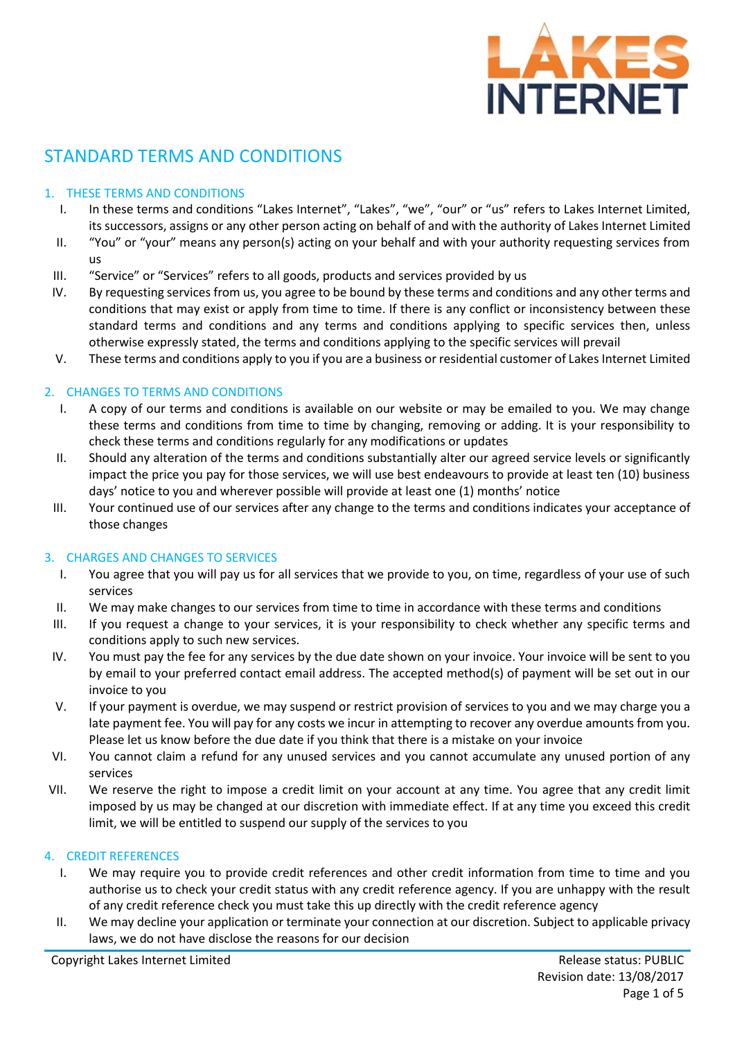LAKES INTERNET

# STANDARD TERMS AND CONDITIONS

## 1. THESE TERMS AND CONDITIONS

I. In these terms and conditions "Lakes Internet", "Lakes", "we", "our" or "us" refers to Lakes Internet Limited, its successors, assigns or any other person acting on behalf of and with the authority of Lakes Internet Limited

II. "You" or "your" means any person(s) acting on your behalf and with your authority requesting services from us

III. "Service" or "Services" refers to all goods, products and services provided by us

IV. By requesting services from us, you agree to be bound by these terms and conditions and any other terms and conditions that may exist or apply from time to time. If there is any conflict or inconsistency between these standard terms and conditions and any terms and conditions applying to specific services then, unless otherwise expressly stated, the terms and conditions applying to the specific services will prevail

V. These terms and conditions apply to you if you are a business or residential customer of Lakes Internet Limited

## 2. CHANGES TO TERMS AND CONDITIONS

I. A copy of our terms and conditions is available on our website or may be emailed to you. We may change these terms and conditions from time to time by changing, removing or adding. It is your responsibility to check these terms and conditions regularly for any modifications or updates

II. Should any alteration of the terms and conditions substantially alter our agreed service levels or significantly impact the price you pay for those services, we will use best endeavours to provide at least ten (10) business days' notice to you and wherever possible will provide at least one (1) months' notice

III. Your continued use of our services after any change to the terms and conditions indicates your acceptance of those changes

## 3. CHARGES AND CHANGES TO SERVICES

I. You agree that you will pay us for all services that we provide to you, on time, regardless of your use of such services

II. We may make changes to our services from time to time in accordance with these terms and conditions

III. If you request a change to your services, it is your responsibility to check whether any specific terms and conditions apply to such new services.

IV. You must pay the fee for any services by the due date shown on your invoice. Your invoice will be sent to you by email to your preferred contact email address. The accepted method(s) of payment will be set out in our invoice to you

V. If your payment is overdue, we may suspend or restrict provision of services to you and we may charge you a late payment fee. You will pay for any costs we incur in attempting to recover any overdue amounts from you. Please let us know before the due date if you think that there is a mistake on your invoice

VI. You cannot claim a refund for any unused services and you cannot accumulate any unused portion of any services

VII. We reserve the right to impose a credit limit on your account at any time. You agree that any credit limit imposed by us may be changed at our discretion with immediate effect. If at any time you exceed this credit limit, we will be entitled to suspend our supply of the services to you

## 4. CREDIT REFERENCES

I. We may require you to provide credit references and other credit information from time to time and you authorise us to check your credit status with any credit reference agency. If you are unhappy with the result of any credit reference check you must take this up directly with the credit reference agency

II. We may decline your application or terminate your connection at our discretion. Subject to applicable privacy laws, we do not have disclose the reasons for our decision

Copyright Lakes Internet Limited

Release status: PUBLIC
Revision date: 13/08/2017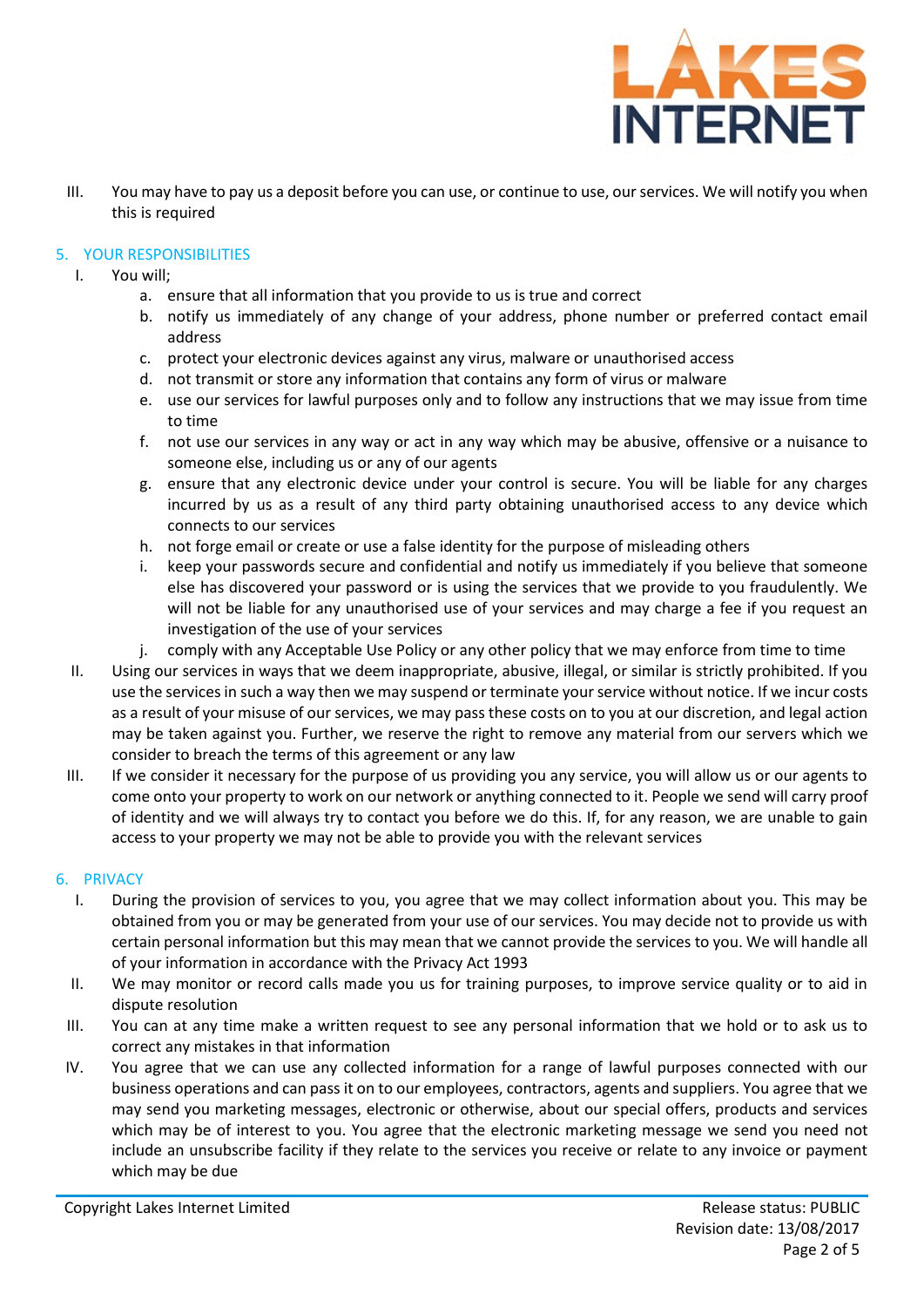III. You may have to pay us a deposit before you can use, or continue to use, our services. We will notify you when this is required

## 5. YOUR RESPONSIBILITIES

I. You will;

   a. ensure that all information that you provide to us is true and correct
   b. notify us immediately of any change of your address, phone number or preferred contact email address
   c. protect your electronic devices against any virus, malware or unauthorised access
   d. not transmit or store any information that contains any form of virus or malware
   e. use our services for lawful purposes only and to follow any instructions that we may issue from time to time
   f. not use our services in any way or act in any way which may be abusive, offensive or a nuisance to someone else, including us or any of our agents
   g. ensure that any electronic device under your control is secure. You will be liable for any charges incurred by us as a result of any third party obtaining unauthorised access to any device which connects to our services
   h. not forge email or create or use a false identity for the purpose of misleading others
   i. keep your passwords secure and confidential and notify us immediately if you believe that someone else has discovered your password or is using the services that we provide to you fraudulently. We will not be liable for any unauthorised use of your services and may charge a fee if you request an investigation of the use of your services
   j. comply with any Acceptable Use Policy or any other policy that we may enforce from time to time

II. Using our services in ways that we deem inappropriate, abusive, illegal, or similar is strictly prohibited. If you use the services in such a way then we may suspend or terminate your service without notice. If we incur costs as a result of your misuse of our services, we may pass these costs on to you at our discretion, and legal action may be taken against you. Further, we reserve the right to remove any material from our servers which we consider to breach the terms of this agreement or any law

III. If we consider it necessary for the purpose of us providing you any service, you will allow us or our agents to come onto your property to work on our network or anything connected to it. People we send will carry proof of identity and we will always try to contact you before we do this. If, for any reason, we are unable to gain access to your property we may not be able to provide you with the relevant services

## 6. PRIVACY

I. During the provision of services to you, you agree that we may collect information about you. This may be obtained from you or may be generated from your use of our services. You may decide not to provide us with certain personal information but this may mean that we cannot provide the services to you. We will handle all of your information in accordance with the Privacy Act 1993

II. We may monitor or record calls made you us for training purposes, to improve service quality or to aid in dispute resolution

III. You can at any time make a written request to see any personal information that we hold or to ask us to correct any mistakes in that information

IV. You agree that we can use any collected information for a range of lawful purposes connected with our business operations and can pass it on to our employees, contractors, agents and suppliers. You agree that we may send you marketing messages, electronic or otherwise, about our special offers, products and services which may be of interest to you. You agree that the electronic marketing message we send you need not include an unsubscribe facility if they relate to the services you receive or relate to any invoice or payment which may be due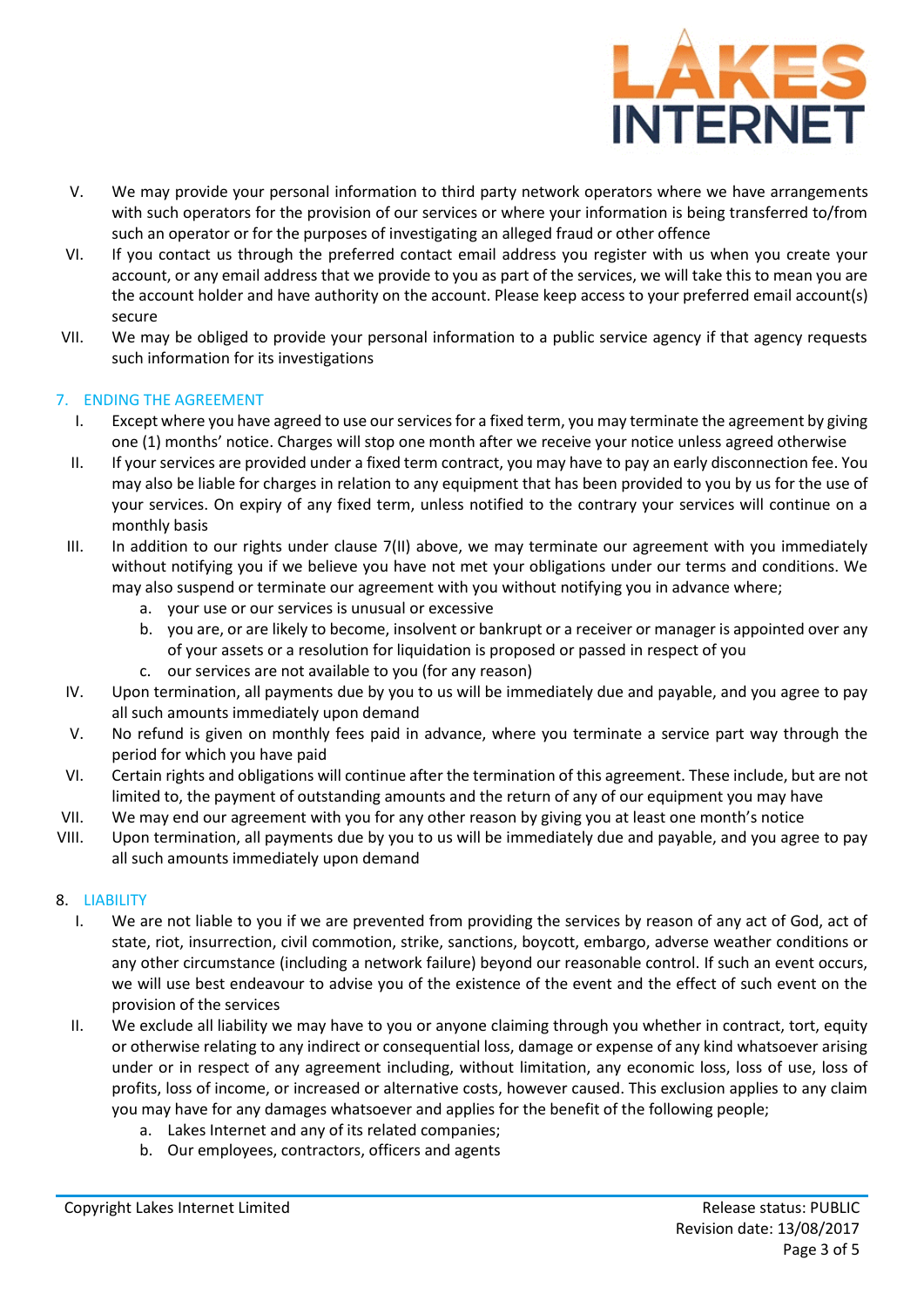V. We may provide your personal information to third party network operators where we have arrangements with such operators for the provision of our services or where your information is being transferred to/from such an operator or for the purposes of investigating an alleged fraud or other offence

VI. If you contact us through the preferred contact email address you register with us when you create your account, or any email address that we provide to you as part of the services, we will take this to mean you are the account holder and have authority on the account. Please keep access to your preferred email account(s) secure

VII. We may be obliged to provide your personal information to a public service agency if that agency requests such information for its investigations

## 7. ENDING THE AGREEMENT

I. Except where you have agreed to use our services for a fixed term, you may terminate the agreement by giving one (1) months' notice. Charges will stop one month after we receive your notice unless agreed otherwise

II. If your services are provided under a fixed term contract, you may have to pay an early disconnection fee. You may also be liable for charges in relation to any equipment that has been provided to you by us for the use of your services. On expiry of any fixed term, unless notified to the contrary your services will continue on a monthly basis

III. In addition to our rights under clause 7(II) above, we may terminate our agreement with you immediately without notifying you if we believe you have not met your obligations under our terms and conditions. We may also suspend or terminate our agreement with you without notifying you in advance where;
   a. your use or our services is unusual or excessive
   b. you are, or are likely to become, insolvent or bankrupt or a receiver or manager is appointed over any of your assets or a resolution for liquidation is proposed or passed in respect of you
   c. our services are not available to you (for any reason)

IV. Upon termination, all payments due by you to us will be immediately due and payable, and you agree to pay all such amounts immediately upon demand

V. No refund is given on monthly fees paid in advance, where you terminate a service part way through the period for which you have paid

VI. Certain rights and obligations will continue after the termination of this agreement. These include, but are not limited to, the payment of outstanding amounts and the return of any of our equipment you may have

VII. We may end our agreement with you for any other reason by giving you at least one month's notice

VIII. Upon termination, all payments due by you to us will be immediately due and payable, and you agree to pay all such amounts immediately upon demand

## 8. LIABILITY

I. We are not liable to you if we are prevented from providing the services by reason of any act of God, act of state, riot, insurrection, civil commotion, strike, sanctions, boycott, embargo, adverse weather conditions or any other circumstance (including a network failure) beyond our reasonable control. If such an event occurs, we will use best endeavour to advise you of the existence of the event and the effect of such event on the provision of the services

II. We exclude all liability we may have to you or anyone claiming through you whether in contract, tort, equity or otherwise relating to any indirect or consequential loss, damage or expense of any kind whatsoever arising under or in respect of any agreement including, without limitation, any economic loss, loss of use, loss of profits, loss of income, or increased or alternative costs, however caused. This exclusion applies to any claim you may have for any damages whatsoever and applies for the benefit of the following people;
   a. Lakes Internet and any of its related companies;
   b. Our employees, contractors, officers and agents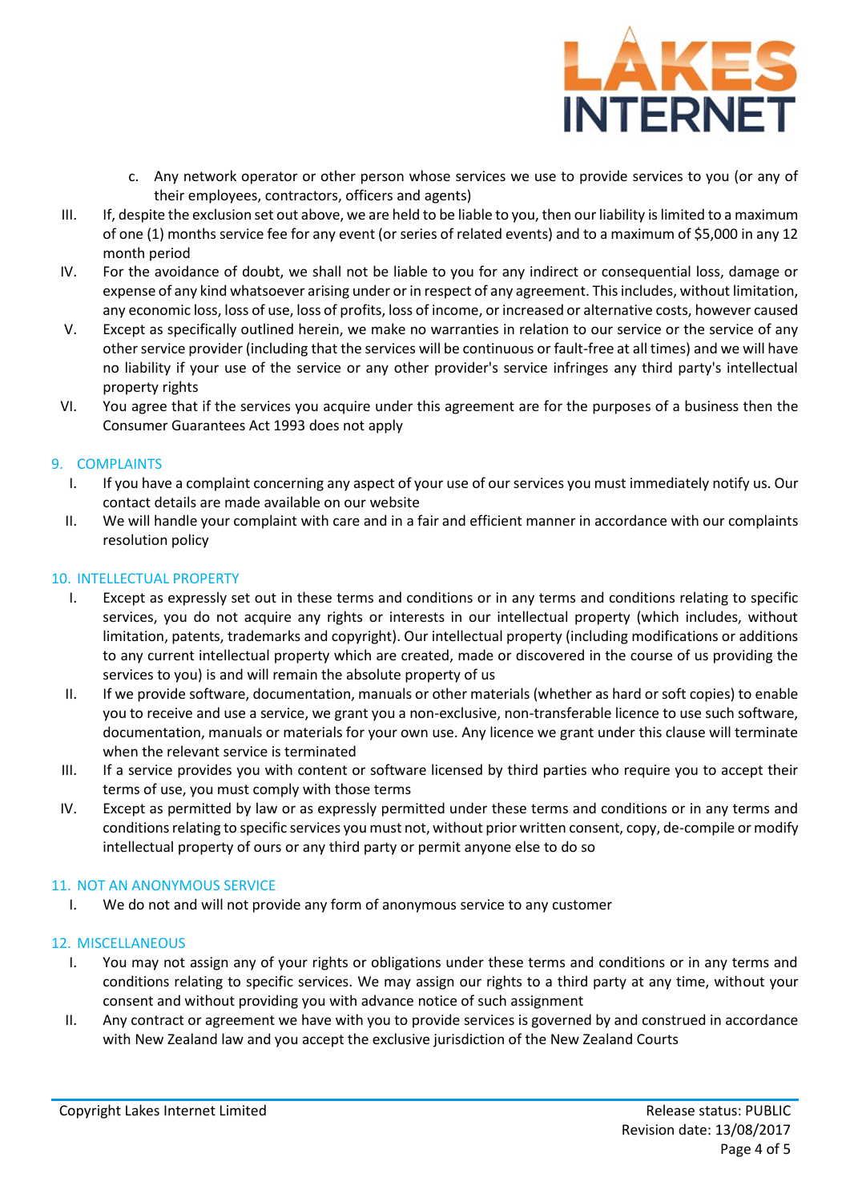c. Any network operator or other person whose services we use to provide services to you (or any of their employees, contractors, officers and agents)

III. If, despite the exclusion set out above, we are held to be liable to you, then our liability is limited to a maximum of one (1) months service fee for any event (or series of related events) and to a maximum of $5,000 in any 12 month period

IV. For the avoidance of doubt, we shall not be liable to you for any indirect or consequential loss, damage or expense of any kind whatsoever arising under or in respect of any agreement. This includes, without limitation, any economic loss, loss of use, loss of profits, loss of income, or increased or alternative costs, however caused

V. Except as specifically outlined herein, we make no warranties in relation to our service or the service of any other service provider (including that the services will be continuous or fault-free at all times) and we will have no liability if your use of the service or any other provider's service infringes any third party's intellectual property rights

VI. You agree that if the services you acquire under this agreement are for the purposes of a business then the Consumer Guarantees Act 1993 does not apply

## 9. COMPLAINTS

I. If you have a complaint concerning any aspect of your use of our services you must immediately notify us. Our contact details are made available on our website

II. We will handle your complaint with care and in a fair and efficient manner in accordance with our complaints resolution policy

## 10. INTELLECTUAL PROPERTY

I. Except as expressly set out in these terms and conditions or in any terms and conditions relating to specific services, you do not acquire any rights or interests in our intellectual property (which includes, without limitation, patents, trademarks and copyright). Our intellectual property (including modifications or additions to any current intellectual property which are created, made or discovered in the course of us providing the services to you) is and will remain the absolute property of us

II. If we provide software, documentation, manuals or other materials (whether as hard or soft copies) to enable you to receive and use a service, we grant you a non-exclusive, non-transferable licence to use such software, documentation, manuals or materials for your own use. Any licence we grant under this clause will terminate when the relevant service is terminated

III. If a service provides you with content or software licensed by third parties who require you to accept their terms of use, you must comply with those terms

IV. Except as permitted by law or as expressly permitted under these terms and conditions or in any terms and conditions relating to specific services you must not, without prior written consent, copy, de-compile or modify intellectual property of ours or any third party or permit anyone else to do so

## 11. NOT AN ANONYMOUS SERVICE

I. We do not and will not provide any form of anonymous service to any customer

## 12. MISCELLANEOUS

I. You may not assign any of your rights or obligations under these terms and conditions or in any terms and conditions relating to specific services. We may assign our rights to a third party at any time, without your consent and without providing you with advance notice of such assignment

II. Any contract or agreement we have with you to provide services is governed by and construed in accordance with New Zealand law and you accept the exclusive jurisdiction of the New Zealand Courts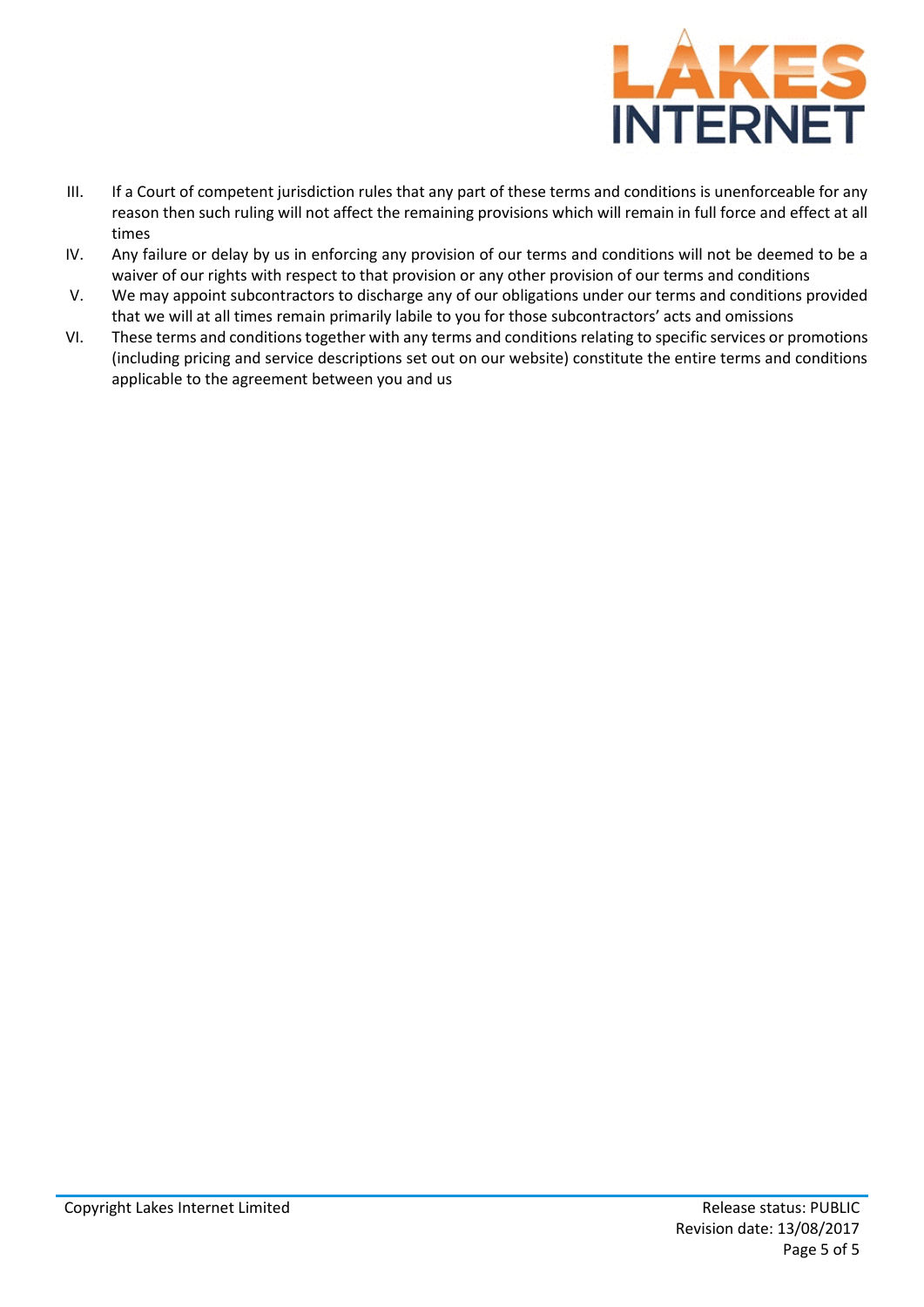III. If a Court of competent jurisdiction rules that any part of these terms and conditions is unenforceable for any reason then such ruling will not affect the remaining provisions which will remain in full force and effect at all times

IV. Any failure or delay by us in enforcing any provision of our terms and conditions will not be deemed to be a waiver of our rights with respect to that provision or any other provision of our terms and conditions

V. We may appoint subcontractors to discharge any of our obligations under our terms and conditions provided that we will at all times remain primarily labile to you for those subcontractors' acts and omissions

VI. These terms and conditions together with any terms and conditions relating to specific services or promotions (including pricing and service descriptions set out on our website) constitute the entire terms and conditions applicable to the agreement between you and us